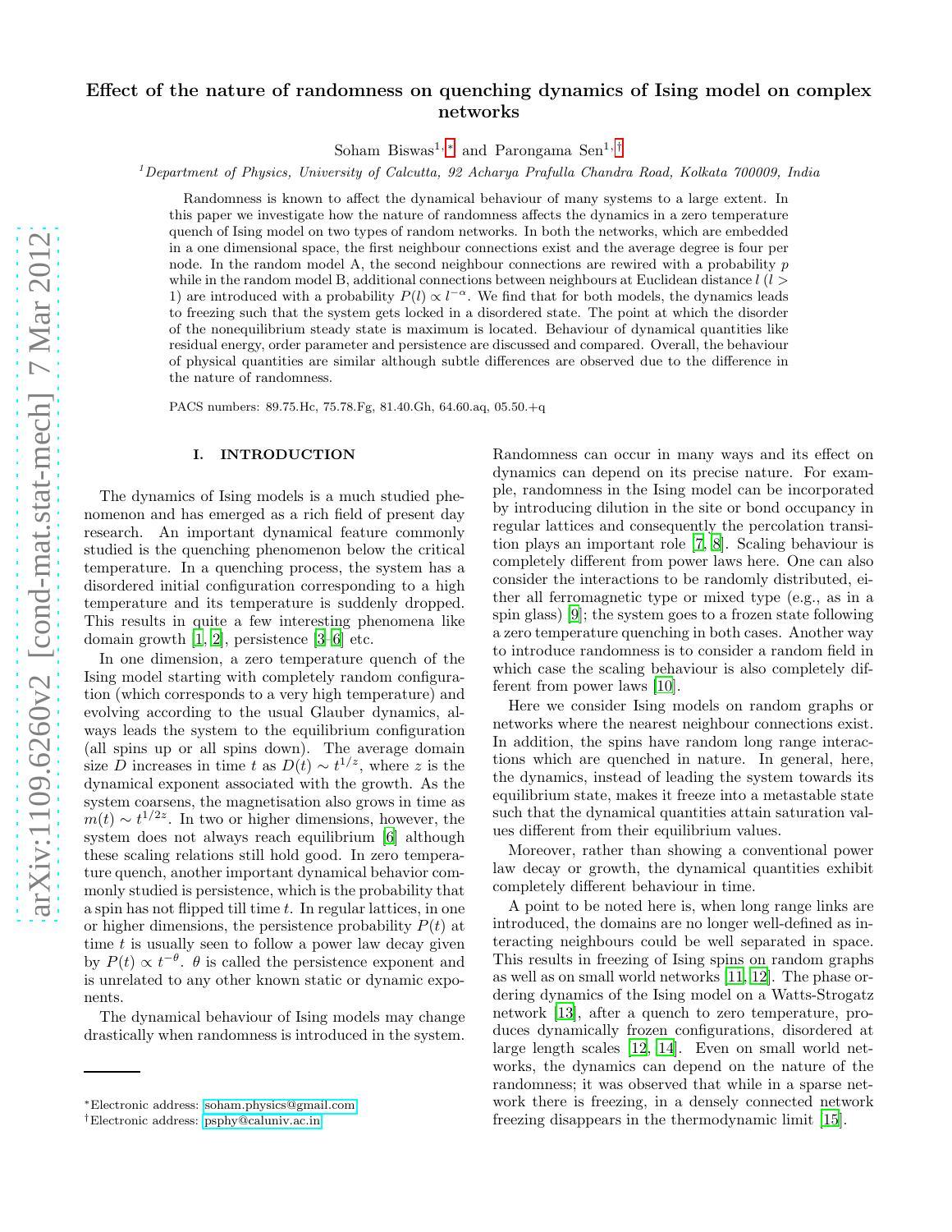# Effect of the nature of randomness on quenching dynamics of Ising model on complex networks

Soham Biswas[1,*] and Parongama Sen[1,†]

[1]*Department of Physics, University of Calcutta, 92 Acharya Prafulla Chandra Road, Kolkata 700009, India*

Randomness is known to affect the dynamical behaviour of many systems to a large extent. In this paper we investigate how the nature of randomness affects the dynamics in a zero temperature quench of Ising model on two types of random networks. In both the networks, which are embedded in a one dimensional space, the first neighbour connections exist and the average degree is four per node. In the random model A, the second neighbour connections are rewired with a probability $p$ while in the random model B, additional connections between neighbours at Euclidean distance $l$ ($l > 1$) are introduced with a probability $P(l) \propto l^{-\alpha}$. We find that for both models, the dynamics leads to freezing such that the system gets locked in a disordered state. The point at which the disorder of the nonequilibrium steady state is maximum is located. Behaviour of dynamical quantities like residual energy, order parameter and persistence are discussed and compared. Overall, the behaviour of physical quantities are similar although subtle differences are observed due to the difference in the nature of randomness.

PACS numbers: 89.75.Hc, 75.78.Fg, 81.40.Gh, 64.60.aq, 05.50.+q

## I. INTRODUCTION

The dynamics of Ising models is a much studied phenomenon and has emerged as a rich field of present day research. An important dynamical feature commonly studied is the quenching phenomenon below the critical temperature. In a quenching process, the system has a disordered initial configuration corresponding to a high temperature and its temperature is suddenly dropped. This results in quite a few interesting phenomena like domain growth [1, 2], persistence [3–6] etc.

In one dimension, a zero temperature quench of the Ising model starting with completely random configuration (which corresponds to a very high temperature) and evolving according to the usual Glauber dynamics, always leads the system to the equilibrium configuration (all spins up or all spins down). The average domain size $D$ increases in time $t$ as $D(t) \sim t^{1/z}$, where $z$ is the dynamical exponent associated with the growth. As the system coarsens, the magnetisation also grows in time as $m(t) \sim t^{1/2z}$. In two or higher dimensions, however, the system does not always reach equilibrium [6] although these scaling relations still hold good. In zero temperature quench, another important dynamical behavior commonly studied is persistence, which is the probability that a spin has not flipped till time $t$. In regular lattices, in one or higher dimensions, the persistence probability $P(t)$ at time $t$ is usually seen to follow a power law decay given by $P(t) \propto t^{-\theta}$. $\theta$ is called the persistence exponent and is unrelated to any other known static or dynamic exponents.

The dynamical behaviour of Ising models may change drastically when randomness is introduced in the system. Randomness can occur in many ways and its effect on dynamics can depend on its precise nature. For example, randomness in the Ising model can be incorporated by introducing dilution in the site or bond occupancy in regular lattices and consequently the percolation transition plays an important role [7, 8]. Scaling behaviour is completely different from power laws here. One can also consider the interactions to be randomly distributed, either all ferromagnetic type or mixed type (e.g., as in a spin glass) [9]; the system goes to a frozen state following a zero temperature quenching in both cases. Another way to introduce randomness is to consider a random field in which case the scaling behaviour is also completely different from power laws [10].

Here we consider Ising models on random graphs or networks where the nearest neighbour connections exist. In addition, the spins have random long range interactions which are quenched in nature. In general, here, the dynamics, instead of leading the system towards its equilibrium state, makes it freeze into a metastable state such that the dynamical quantities attain saturation values different from their equilibrium values.

Moreover, rather than showing a conventional power law decay or growth, the dynamical quantities exhibit completely different behaviour in time.

A point to be noted here is, when long range links are introduced, the domains are no longer well-defined as interacting neighbours could be well separated in space. This results in freezing of Ising spins on random graphs as well as on small world networks [11, 12]. The phase ordering dynamics of the Ising model on a Watts-Strogatz network [13], after a quench to zero temperature, produces dynamically frozen configurations, disordered at large length scales [12, 14]. Even on small world networks, the dynamics can depend on the nature of the randomness; it was observed that while in a sparse network there is freezing, in a densely connected network freezing disappears in the thermodynamic limit [15].

---

*Electronic address: soham.physics@gmail.com

†Electronic address: psphy@caluniv.ac.in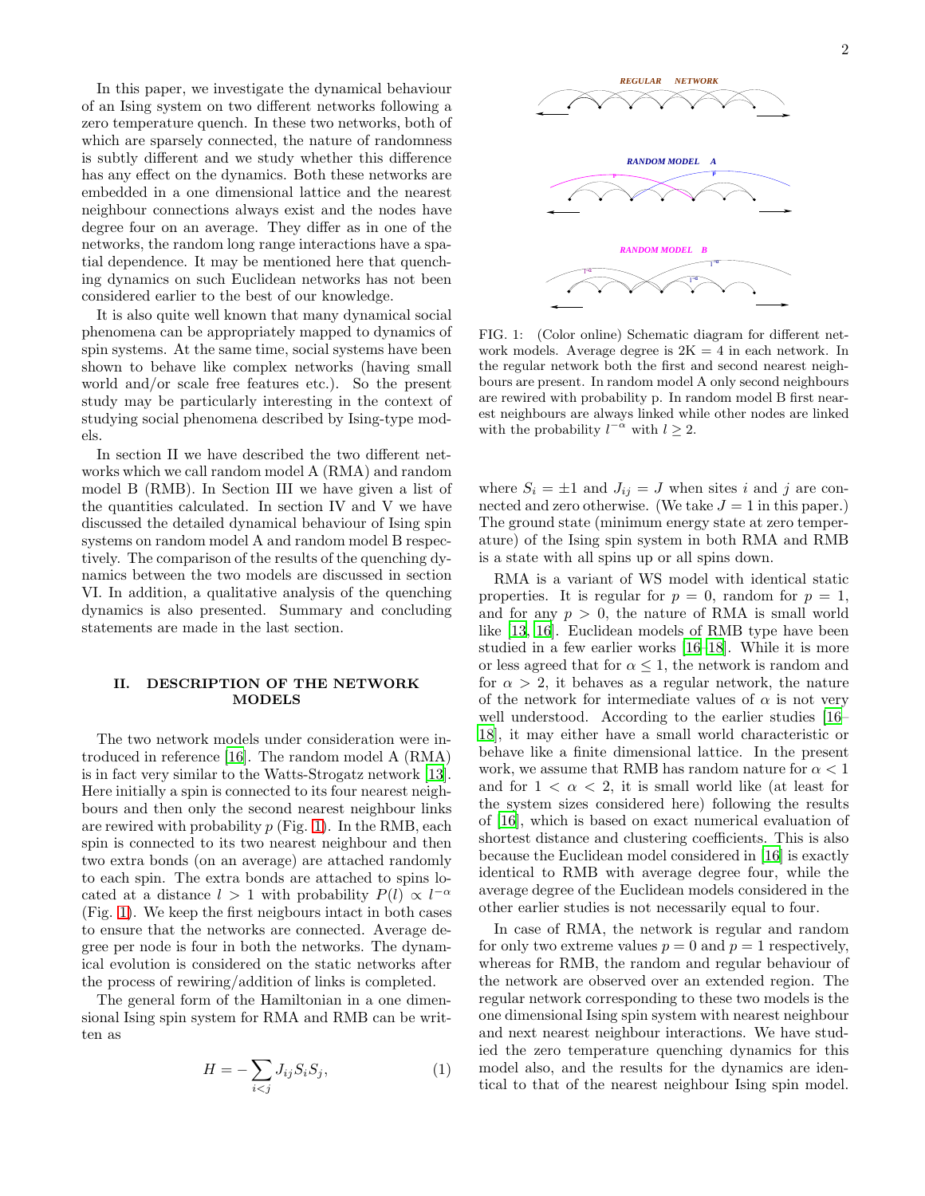In this paper, we investigate the dynamical behaviour of an Ising system on two different networks following a zero temperature quench. In these two networks, both of which are sparsely connected, the nature of randomness is subtly different and we study whether this difference has any effect on the dynamics. Both these networks are embedded in a one dimensional lattice and the nearest neighbour connections always exist and the nodes have degree four on an average. They differ as in one of the networks, the random long range interactions have a spatial dependence. It may be mentioned here that quenching dynamics on such Euclidean networks has not been considered earlier to the best of our knowledge.

It is also quite well known that many dynamical social phenomena can be appropriately mapped to dynamics of spin systems. At the same time, social systems have been shown to behave like complex networks (having small world and/or scale free features etc.). So the present study may be particularly interesting in the context of studying social phenomena described by Ising-type models.

In section II we have described the two different networks which we call random model A (RMA) and random model B (RMB). In Section III we have given a list of the quantities calculated. In section IV and V we have discussed the detailed dynamical behaviour of Ising spin systems on random model A and random model B respectively. The comparison of the results of the quenching dynamics between the two models are discussed in section VI. In addition, a qualitative analysis of the quenching dynamics is also presented. Summary and concluding statements are made in the last section.

## II. DESCRIPTION OF THE NETWORK MODELS

The two network models under consideration were introduced in reference [16]. The random model A (RMA) is in fact very similar to the Watts-Strogatz network [13]. Here initially a spin is connected to its four nearest neighbours and then only the second nearest neighbour links are rewired with probability $p$ (Fig. 1). In the RMB, each spin is connected to its two nearest neighbour and then two extra bonds (on an average) are attached randomly to each spin. The extra bonds are attached to spins located at a distance $l > 1$ with probability $P(l) \propto l^{-\alpha}$ (Fig. 1). We keep the first neigbours intact in both cases to ensure that the networks are connected. Average degree per node is four in both the networks. The dynamical evolution is considered on the static networks after the process of rewiring/addition of links is completed.

The general form of the Hamiltonian in a one dimensional Ising spin system for RMA and RMB can be written as

$$H = -\sum_{i<j} J_{ij} S_i S_j, \tag{1}$$

FIG. 1: (Color online) Schematic diagram for different network models. Average degree is 2K = 4 in each network. In the regular network both the first and second nearest neighbours are present. In random model A only second neighbours are rewired with probability p. In random model B first nearest neighbours are always linked while other nodes are linked with the probability $l^{-\alpha}$ with $l \geq 2$.

where $S_i = \pm 1$ and $J_{ij} = J$ when sites $i$ and $j$ are connected and zero otherwise. (We take $J = 1$ in this paper.) The ground state (minimum energy state at zero temperature) of the Ising spin system in both RMA and RMB is a state with all spins up or all spins down.

RMA is a variant of WS model with identical static properties. It is regular for $p = 0$, random for $p = 1$, and for any $p > 0$, the nature of RMA is small world like [13, 16]. Euclidean models of RMB type have been studied in a few earlier works [16–18]. While it is more or less agreed that for $\alpha \leq 1$, the network is random and for $\alpha > 2$, it behaves as a regular network, the nature of the network for intermediate values of $\alpha$ is not very well understood. According to the earlier studies [16–18], it may either have a small world characteristic or behave like a finite dimensional lattice. In the present work, we assume that RMB has random nature for $\alpha < 1$ and for $1 < \alpha < 2$, it is small world like (at least for the system sizes considered here) following the results of [16], which is based on exact numerical evaluation of shortest distance and clustering coefficients. This is also because the Euclidean model considered in [16] is exactly identical to RMB with average degree four, while the average degree of the Euclidean models considered in the other earlier studies is not necessarily equal to four.

In case of RMA, the network is regular and random for only two extreme values $p = 0$ and $p = 1$ respectively, whereas for RMB, the random and regular behaviour of the network are observed over an extended region. The regular network corresponding to these two models is the one dimensional Ising spin system with nearest neighbour and next nearest neighbour interactions. We have studied the zero temperature quenching dynamics for this model also, and the results for the dynamics are identical to that of the nearest neighbour Ising spin model.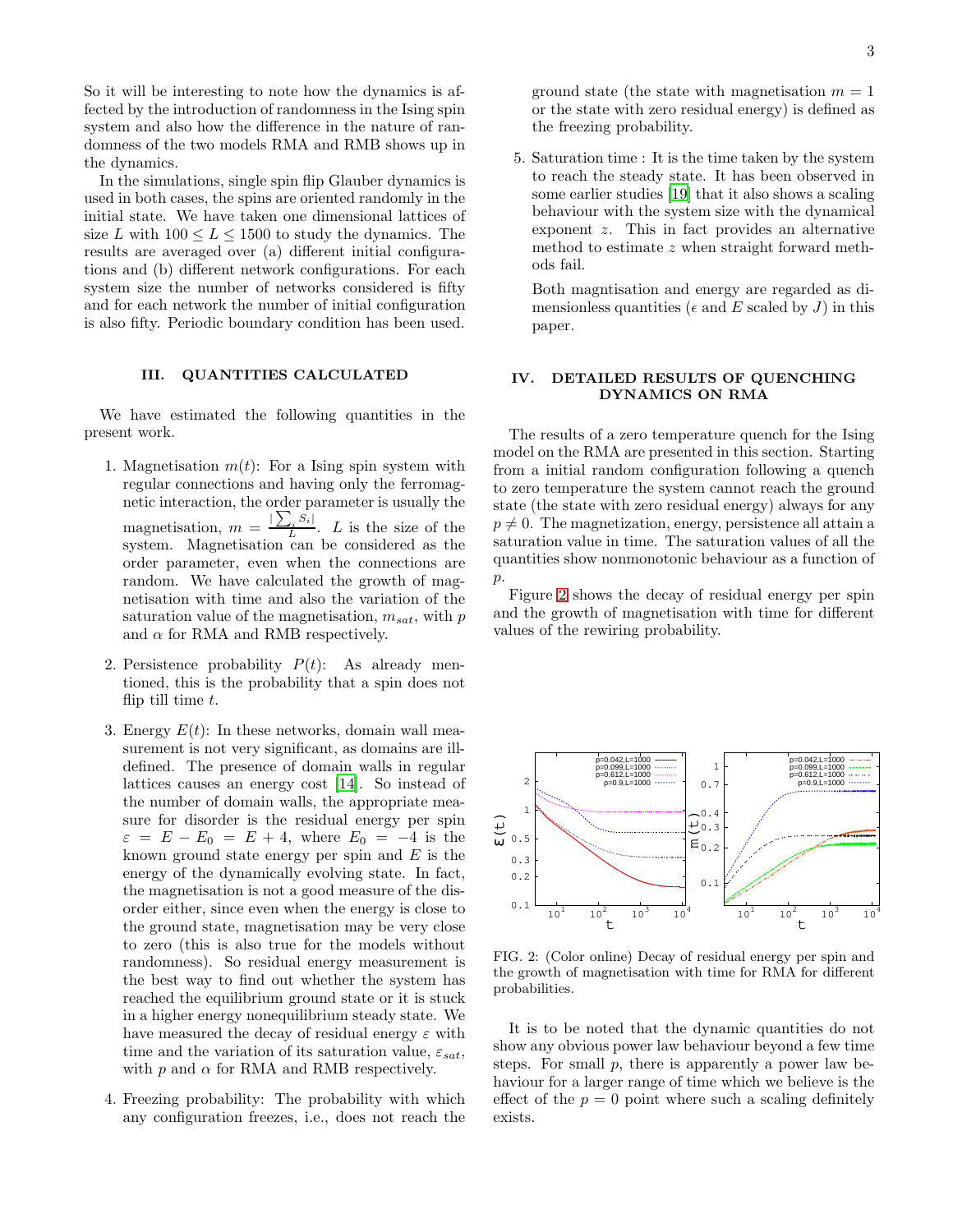So it will be interesting to note how the dynamics is affected by the introduction of randomness in the Ising spin system and also how the difference in the nature of randomness of the two models RMA and RMB shows up in the dynamics.

In the simulations, single spin flip Glauber dynamics is used in both cases, the spins are oriented randomly in the initial state. We have taken one dimensional lattices of size $L$ with $100 \leq L \leq 1500$ to study the dynamics. The results are averaged over (a) different initial configurations and (b) different network configurations. For each system size the number of networks considered is fifty and for each network the number of initial configuration is also fifty. Periodic boundary condition has been used.

## III. QUANTITIES CALCULATED

We have estimated the following quantities in the present work.

1. Magnetisation $m(t)$: For a Ising spin system with regular connections and having only the ferromagnetic interaction, the order parameter is usually the magnetisation, $m = \frac{|\sum_i S_i|}{L}$. $L$ is the size of the system. Magnetisation can be considered as the order parameter, even when the connections are random. We have calculated the growth of magnetisation with time and also the variation of the saturation value of the magnetisation, $m_{sat}$, with $p$ and $\alpha$ for RMA and RMB respectively.

2. Persistence probability $P(t)$: As already mentioned, this is the probability that a spin does not flip till time $t$.

3. Energy $E(t)$: In these networks, domain wall measurement is not very significant, as domains are ill-defined. The presence of domain walls in regular lattices causes an energy cost [14]. So instead of the number of domain walls, the appropriate measure for disorder is the residual energy per spin $\varepsilon = E - E_0 = E + 4$, where $E_0 = -4$ is the known ground state energy per spin and $E$ is the energy of the dynamically evolving state. In fact, the magnetisation is not a good measure of the disorder either, since even when the energy is close to the ground state, magnetisation may be very close to zero (this is also true for the models without randomness). So residual energy measurement is the best way to find out whether the system has reached the equilibrium ground state or it is stuck in a higher energy nonequilibrium steady state. We have measured the decay of residual energy $\varepsilon$ with time and the variation of its saturation value, $\varepsilon_{sat}$, with $p$ and $\alpha$ for RMA and RMB respectively.

4. Freezing probability: The probability with which any configuration freezes, i.e., does not reach the ground state (the state with magnetisation $m = 1$ or the state with zero residual energy) is defined as the freezing probability.

5. Saturation time : It is the time taken by the system to reach the steady state. It has been observed in some earlier studies [19] that it also shows a scaling behaviour with the system size with the dynamical exponent $z$. This in fact provides an alternative method to estimate $z$ when straight forward methods fail.

   Both magntisation and energy are regarded as dimensionless quantities ($\epsilon$ and $E$ scaled by $J$) in this paper.

## IV. DETAILED RESULTS OF QUENCHING DYNAMICS ON RMA

The results of a zero temperature quench for the Ising model on the RMA are presented in this section. Starting from a initial random configuration following a quench to zero temperature the system cannot reach the ground state (the state with zero residual energy) always for any $p \neq 0$. The magnetization, energy, persistence all attain a saturation value in time. The saturation values of all the quantities show nonmonotonic behaviour as a function of $p$.

Figure 2 shows the decay of residual energy per spin and the growth of magnetisation with time for different values of the rewiring probability.

FIG. 2: (Color online) Decay of residual energy per spin and the growth of magnetisation with time for RMA for different probabilities.

It is to be noted that the dynamic quantities do not show any obvious power law behaviour beyond a few time steps. For small $p$, there is apparently a power law behaviour for a larger range of time which we believe is the effect of the $p = 0$ point where such a scaling definitely exists.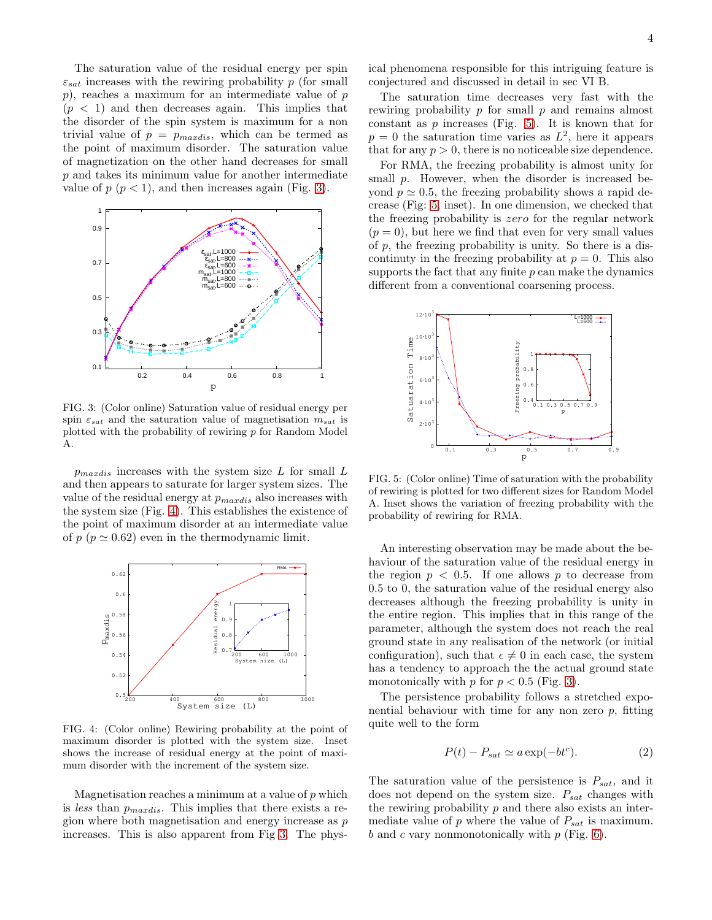The saturation value of the residual energy per spin $\varepsilon_{sat}$ increases with the rewiring probability $p$ (for small $p$), reaches a maximum for an intermediate value of $p$ ($p < 1$) and then decreases again. This implies that the disorder of the spin system is maximum for a non trivial value of $p = p_{maxdis}$, which can be termed as the point of maximum disorder. The saturation value of magnetization on the other hand decreases for small $p$ and takes its minimum value for another intermediate value of $p$ ($p < 1$), and then increases again (Fig. 3).

FIG. 3: (Color online) Saturation value of residual energy per spin $\varepsilon_{sat}$ and the saturation value of magnetisation $m_{sat}$ is plotted with the probability of rewiring $p$ for Random Model A.

$p_{maxdis}$ increases with the system size $L$ for small $L$ and then appears to saturate for larger system sizes. The value of the residual energy at $p_{maxdis}$ also increases with the system size (Fig. 4). This establishes the existence of the point of maximum disorder at an intermediate value of $p$ ($p \simeq 0.62$) even in the thermodynamic limit.

FIG. 4: (Color online) Rewiring probability at the point of maximum disorder is plotted with the system size. Inset shows the increase of residual energy at the point of maximum disorder with the increment of the system size.

Magnetisation reaches a minimum at a value of $p$ which is *less* than $p_{maxdis}$. This implies that there exists a region where both magnetisation and energy increase as $p$ increases. This is also apparent from Fig 3. The physical phenomena responsible for this intriguing feature is conjectured and discussed in detail in sec VI B.

The saturation time decreases very fast with the rewiring probability $p$ for small $p$ and remains almost constant as $p$ increases (Fig. 5). It is known that for $p = 0$ the saturation time varies as $L^2$, here it appears that for any $p > 0$, there is no noticeable size dependence.

For RMA, the freezing probability is almost unity for small $p$. However, when the disorder is increased beyond $p \simeq 0.5$, the freezing probability shows a rapid decrease (Fig: 5, inset). In one dimension, we checked that the freezing probability is *zero* for the regular network ($p = 0$), but here we find that even for very small values of $p$, the freezing probability is unity. So there is a discontinuity in the freezing probability at $p = 0$. This also supports the fact that any finite $p$ can make the dynamics different from a conventional coarsening process.

FIG. 5: (Color online) Time of saturation with the probability of rewiring is plotted for two different sizes for Random Model A. Inset shows the variation of freezing probability with the probability of rewiring for RMA.

An interesting observation may be made about the behaviour of the saturation value of the residual energy in the region $p < 0.5$. If one allows $p$ to decrease from 0.5 to 0, the saturation value of the residual energy also decreases although the freezing probability is unity in the entire region. This implies that in this range of the parameter, although the system does not reach the real ground state in any realisation of the network (or initial configuration), such that $\epsilon \neq 0$ in each case, the system has a tendency to approach the the actual ground state monotonically with $p$ for $p < 0.5$ (Fig. 3).

The persistence probability follows a stretched exponential behaviour with time for any non zero $p$, fitting quite well to the form

$$P(t) - P_{sat} \simeq a \exp(-bt^c). \tag{2}$$

The saturation value of the persistence is $P_{sat}$, and it does not depend on the system size. $P_{sat}$ changes with the rewiring probability $p$ and there also exists an intermediate value of $p$ where the value of $P_{sat}$ is maximum. $b$ and $c$ vary nonmonotonically with $p$ (Fig. 6).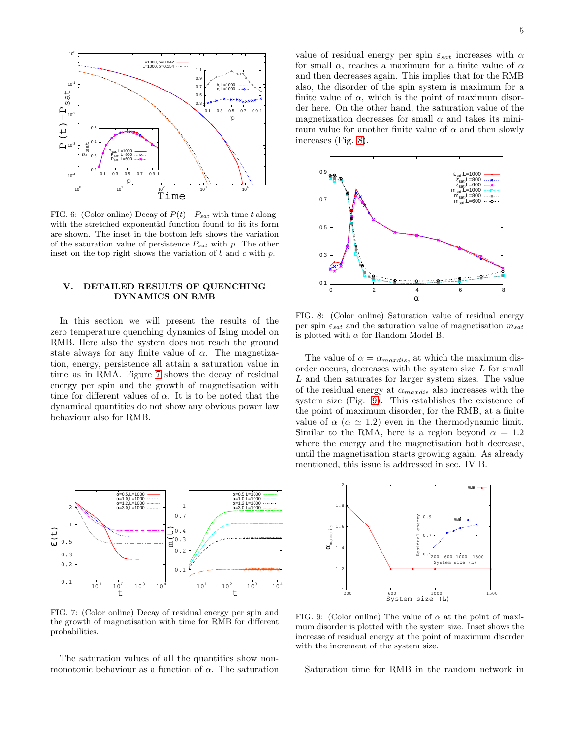FIG. 6: (Color online) Decay of $P(t) - P_{sat}$ with time $t$ alongwith the stretched exponential function found to fit its form are shown. The inset in the bottom left shows the variation of the saturation value of persistence $P_{sat}$ with $p$. The other inset on the top right shows the variation of $b$ and $c$ with $p$.

## V. DETAILED RESULTS OF QUENCHING DYNAMICS ON RMB

In this section we will present the results of the zero temperature quenching dynamics of Ising model on RMB. Here also the system does not reach the ground state always for any finite value of $\alpha$. The magnetization, energy, persistence all attain a saturation value in time as in RMA. Figure 7 shows the decay of residual energy per spin and the growth of magnetisation with time for different values of $\alpha$. It is to be noted that the dynamical quantities do not show any obvious power law behaviour also for RMB.

FIG. 7: (Color online) Decay of residual energy per spin and the growth of magnetisation with time for RMB for different probabilities.

The saturation values of all the quantities show non-monotonic behaviour as a function of $\alpha$. The saturation value of residual energy per spin $\varepsilon_{sat}$ increases with $\alpha$ for small $\alpha$, reaches a maximum for a finite value of $\alpha$ and then decreases again. This implies that for the RMB also, the disorder of the spin system is maximum for a finite value of $\alpha$, which is the point of maximum disorder here. On the other hand, the saturation value of the magnetization decreases for small $\alpha$ and takes its minimum value for another finite value of $\alpha$ and then slowly increases (Fig. 8).

FIG. 8: (Color online) Saturation value of residual energy per spin $\varepsilon_{sat}$ and the saturation value of magnetisation $m_{sat}$ is plotted with $\alpha$ for Random Model B.

The value of $\alpha = \alpha_{maxdis}$, at which the maximum disorder occurs, decreases with the system size $L$ for small $L$ and then saturates for larger system sizes. The value of the residual energy at $\alpha_{maxdis}$ also increases with the system size (Fig. 9). This establishes the existence of the point of maximum disorder, for the RMB, at a finite value of $\alpha$ ($\alpha \simeq 1.2$) even in the thermodynamic limit. Similar to the RMA, here is a region beyond $\alpha = 1.2$ where the energy and the magnetisation both decrease, until the magnetisation starts growing again. As already mentioned, this issue is addressed in sec. IV B.

FIG. 9: (Color online) The value of $\alpha$ at the point of maximum disorder is plotted with the system size. Inset shows the increase of residual energy at the point of maximum disorder with the increment of the system size.

Saturation time for RMB in the random network in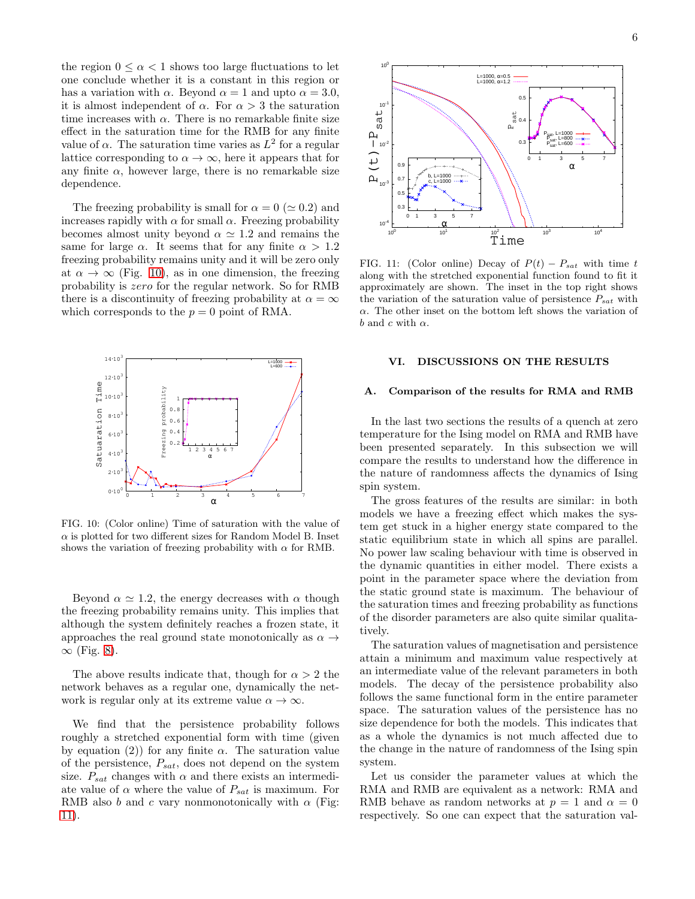the region $0 \leq \alpha < 1$ shows too large fluctuations to let one conclude whether it is a constant in this region or has a variation with $\alpha$. Beyond $\alpha = 1$ and upto $\alpha = 3.0$, it is almost independent of $\alpha$. For $\alpha > 3$ the saturation time increases with $\alpha$. There is no remarkable finite size effect in the saturation time for the RMB for any finite value of $\alpha$. The saturation time varies as $L^2$ for a regular lattice corresponding to $\alpha \to \infty$, here it appears that for any finite $\alpha$, however large, there is no remarkable size dependence.

The freezing probability is small for $\alpha = 0$ ($\simeq 0.2$) and increases rapidly with $\alpha$ for small $\alpha$. Freezing probability becomes almost unity beyond $\alpha \simeq 1.2$ and remains the same for large $\alpha$. It seems that for any finite $\alpha > 1.2$ freezing probability remains unity and it will be zero only at $\alpha \to \infty$ (Fig. 10), as in one dimension, the freezing probability is *zero* for the regular network. So for RMB there is a discontinuity of freezing probability at $\alpha = \infty$ which corresponds to the $p = 0$ point of RMA.

FIG. 10: (Color online) Time of saturation with the value of $\alpha$ is plotted for two different sizes for Random Model B. Inset shows the variation of freezing probability with $\alpha$ for RMB.

Beyond $\alpha \simeq 1.2$, the energy decreases with $\alpha$ though the freezing probability remains unity. This implies that although the system definitely reaches a frozen state, it approaches the real ground state monotonically as $\alpha \to \infty$ (Fig. 8).

The above results indicate that, though for $\alpha > 2$ the network behaves as a regular one, dynamically the network is regular only at its extreme value $\alpha \to \infty$.

We find that the persistence probability follows roughly a stretched exponential form with time (given by equation (2)) for any finite $\alpha$. The saturation value of the persistence, $P_{sat}$, does not depend on the system size. $P_{sat}$ changes with $\alpha$ and there exists an intermediate value of $\alpha$ where the value of $P_{sat}$ is maximum. For RMB also $b$ and $c$ vary nonmonotonically with $\alpha$ (Fig: 11).

FIG. 11: (Color online) Decay of $P(t) - P_{sat}$ with time $t$ along with the stretched exponential function found to fit it approximately are shown. The inset in the top right shows the variation of the saturation value of persistence $P_{sat}$ with $\alpha$. The other inset on the bottom left shows the variation of $b$ and $c$ with $\alpha$.

## VI. DISCUSSIONS ON THE RESULTS

### A. Comparison of the results for RMA and RMB

In the last two sections the results of a quench at zero temperature for the Ising model on RMA and RMB have been presented separately. In this subsection we will compare the results to understand how the difference in the nature of randomness affects the dynamics of Ising spin system.

The gross features of the results are similar: in both models we have a freezing effect which makes the system get stuck in a higher energy state compared to the static equilibrium state in which all spins are parallel. No power law scaling behaviour with time is observed in the dynamic quantities in either model. There exists a point in the parameter space where the deviation from the static ground state is maximum. The behaviour of the saturation times and freezing probability as functions of the disorder parameters are also quite similar qualitatively.

The saturation values of magnetisation and persistence attain a minimum and maximum value respectively at an intermediate value of the relevant parameters in both models. The decay of the persistence probability also follows the same functional form in the entire parameter space. The saturation values of the persistence has no size dependence for both the models. This indicates that as a whole the dynamics is not much affected due to the change in the nature of randomness of the Ising spin system.

Let us consider the parameter values at which the RMA and RMB are equivalent as a network: RMA and RMB behave as random networks at $p = 1$ and $\alpha = 0$ respectively. So one can expect that the saturation val-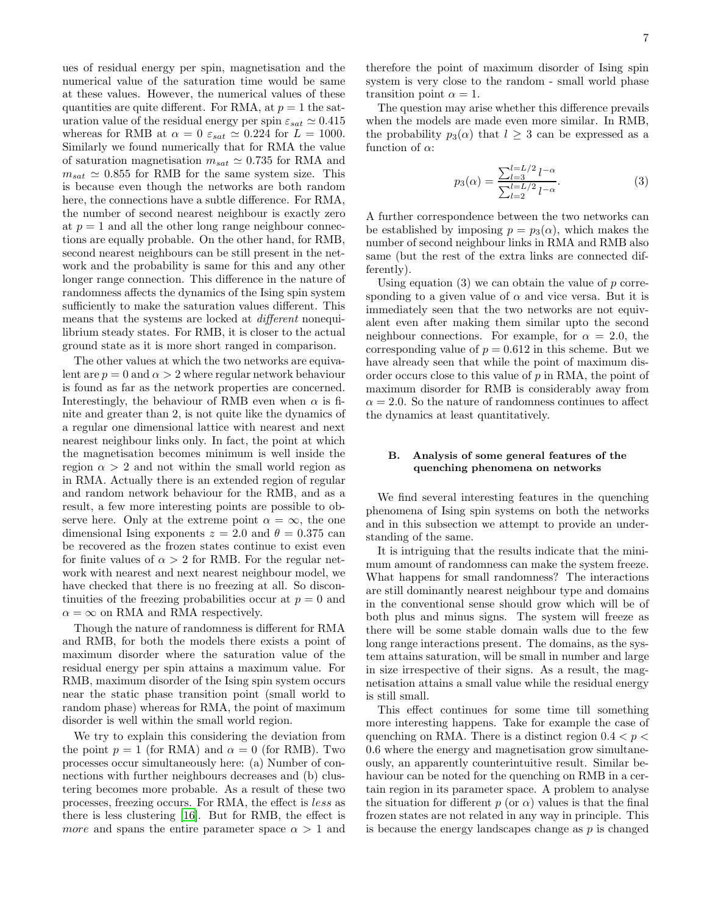ues of residual energy per spin, magnetisation and the numerical value of the saturation time would be same at these values. However, the numerical values of these quantities are quite different. For RMA, at $p = 1$ the saturation value of the residual energy per spin $\varepsilon_{sat} \simeq 0.415$ whereas for RMB at $\alpha = 0$ $\varepsilon_{sat} \simeq 0.224$ for $L = 1000$. Similarly we found numerically that for RMA the value of saturation magnetisation $m_{sat} \simeq 0.735$ for RMA and $m_{sat} \simeq 0.855$ for RMB for the same system size. This is because even though the networks are both random here, the connections have a subtle difference. For RMA, the number of second nearest neighbour is exactly zero at $p = 1$ and all the other long range neighbour connections are equally probable. On the other hand, for RMB, second nearest neighbours can be still present in the network and the probability is same for this and any other longer range connection. This difference in the nature of randomness affects the dynamics of the Ising spin system sufficiently to make the saturation values different. This means that the systems are locked at *different* nonequilibrium steady states. For RMB, it is closer to the actual ground state as it is more short ranged in comparison.

The other values at which the two networks are equivalent are $p = 0$ and $\alpha > 2$ where regular network behaviour is found as far as the network properties are concerned. Interestingly, the behaviour of RMB even when $\alpha$ is finite and greater than 2, is not quite like the dynamics of a regular one dimensional lattice with nearest and next nearest neighbour links only. In fact, the point at which the magnetisation becomes minimum is well inside the region $\alpha > 2$ and not within the small world region as in RMA. Actually there is an extended region of regular and random network behaviour for the RMB, and as a result, a few more interesting points are possible to observe here. Only at the extreme point $\alpha = \infty$, the one dimensional Ising exponents $z = 2.0$ and $\theta = 0.375$ can be recovered as the frozen states continue to exist even for finite values of $\alpha > 2$ for RMB. For the regular network with nearest and next nearest neighbour model, we have checked that there is no freezing at all. So discontinuities of the freezing probabilities occur at $p = 0$ and $\alpha = \infty$ on RMA and RMA respectively.

Though the nature of randomness is different for RMA and RMB, for both the models there exists a point of maximum disorder where the saturation value of the residual energy per spin attains a maximum value. For RMB, maximum disorder of the Ising spin system occurs near the static phase transition point (small world to random phase) whereas for RMA, the point of maximum disorder is well within the small world region.

We try to explain this considering the deviation from the point $p = 1$ (for RMA) and $\alpha = 0$ (for RMB). Two processes occur simultaneously here: (a) Number of connections with further neighbours decreases and (b) clustering becomes more probable. As a result of these two processes, freezing occurs. For RMA, the effect is *less* as there is less clustering [16]. But for RMB, the effect is *more* and spans the entire parameter space $\alpha > 1$ and therefore the point of maximum disorder of Ising spin system is very close to the random - small world phase transition point $\alpha = 1$.

The question may arise whether this difference prevails when the models are made even more similar. In RMB, the probability $p_3(\alpha)$ that $l \geq 3$ can be expressed as a function of $\alpha$:

$$p_3(\alpha) = \frac{\sum_{l=3}^{l=L/2} l^{-\alpha}}{\sum_{l=2}^{l=L/2} l^{-\alpha}}. \tag{3}$$

A further correspondence between the two networks can be established by imposing $p = p_3(\alpha)$, which makes the number of second neighbour links in RMA and RMB also same (but the rest of the extra links are connected differently).

Using equation (3) we can obtain the value of $p$ corresponding to a given value of $\alpha$ and vice versa. But it is immediately seen that the two networks are not equivalent even after making them similar upto the second neighbour connections. For example, for $\alpha = 2.0$, the corresponding value of $p = 0.612$ in this scheme. But we have already seen that while the point of maximum disorder occurs close to this value of $p$ in RMA, the point of maximum disorder for RMB is considerably away from $\alpha = 2.0$. So the nature of randomness continues to affect the dynamics at least quantitatively.

### B. Analysis of some general features of the quenching phenomena on networks

We find several interesting features in the quenching phenomena of Ising spin systems on both the networks and in this subsection we attempt to provide an understanding of the same.

It is intriguing that the results indicate that the minimum amount of randomness can make the system freeze. What happens for small randomness? The interactions are still dominantly nearest neighbour type and domains in the conventional sense should grow which will be of both plus and minus signs. The system will freeze as there will be some stable domain walls due to the few long range interactions present. The domains, as the system attains saturation, will be small in number and large in size irrespective of their signs. As a result, the magnetisation attains a small value while the residual energy is still small.

This effect continues for some time till something more interesting happens. Take for example the case of quenching on RMA. There is a distinct region $0.4 < p < 0.6$ where the energy and magnetisation grow simultaneously, an apparently counterintuitive result. Similar behaviour can be noted for the quenching on RMB in a certain region in its parameter space. A problem to analyse the situation for different $p$ (or $\alpha$) values is that the final frozen states are not related in any way in principle. This is because the energy landscapes change as $p$ is changed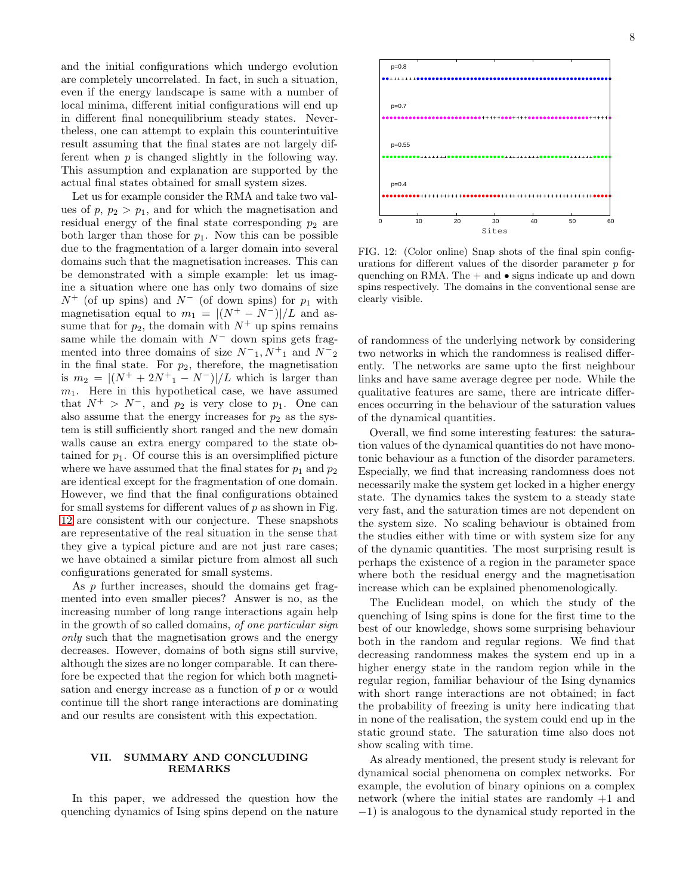and the initial configurations which undergo evolution are completely uncorrelated. In fact, in such a situation, even if the energy landscape is same with a number of local minima, different initial configurations will end up in different final nonequilibrium steady states. Nevertheless, one can attempt to explain this counterintuitive result assuming that the final states are not largely different when $p$ is changed slightly in the following way. This assumption and explanation are supported by the actual final states obtained for small system sizes.

Let us for example consider the RMA and take two values of $p$, $p_2 > p_1$, and for which the magnetisation and residual energy of the final state corresponding $p_2$ are both larger than those for $p_1$. Now this can be possible due to the fragmentation of a larger domain into several domains such that the magnetisation increases. This can be demonstrated with a simple example: let us imagine a situation where one has only two domains of size $N^+$ (of up spins) and $N^-$ (of down spins) for $p_1$ with magnetisation equal to $m_1 = |(N^+ - N^-)|/L$ and assume that for $p_2$, the domain with $N^+$ up spins remains same while the domain with $N^-$ down spins gets fragmented into three domains of size $N^-{}_1, N^+{}_1$ and $N^-{}_2$ in the final state. For $p_2$, therefore, the magnetisation is $m_2 = |(N^+ + 2N^+{}_1 - N^-)|/L$ which is larger than $m_1$. Here in this hypothetical case, we have assumed that $N^+ > N^-$, and $p_2$ is very close to $p_1$. One can also assume that the energy increases for $p_2$ as the system is still sufficiently short ranged and the new domain walls cause an extra energy compared to the state obtained for $p_1$. Of course this is an oversimplified picture where we have assumed that the final states for $p_1$ and $p_2$ are identical except for the fragmentation of one domain. However, we find that the final configurations obtained for small systems for different values of $p$ as shown in Fig. 12 are consistent with our conjecture. These snapshots are representative of the real situation in the sense that they give a typical picture and are not just rare cases; we have obtained a similar picture from almost all such configurations generated for small systems.

As $p$ further increases, should the domains get fragmented into even smaller pieces? Answer is no, as the increasing number of long range interactions again help in the growth of so called domains, *of one particular sign only* such that the magnetisation grows and the energy decreases. However, domains of both signs still survive, although the sizes are no longer comparable. It can therefore be expected that the region for which both magnetisation and energy increase as a function of $p$ or $\alpha$ would continue till the short range interactions are dominating and our results are consistent with this expectation.

FIG. 12: (Color online) Snap shots of the final spin configurations for different values of the disorder parameter $p$ for quenching on RMA. The + and • signs indicate up and down spins respectively. The domains in the conventional sense are clearly visible.

## VII. SUMMARY AND CONCLUDING REMARKS

In this paper, we addressed the question how the quenching dynamics of Ising spins depend on the nature of randomness of the underlying network by considering two networks in which the randomness is realised differently. The networks are same upto the first neighbour links and have same average degree per node. While the qualitative features are same, there are intricate differences occurring in the behaviour of the saturation values of the dynamical quantities.

Overall, we find some interesting features: the saturation values of the dynamical quantities do not have monotonic behaviour as a function of the disorder parameters. Especially, we find that increasing randomness does not necessarily make the system get locked in a higher energy state. The dynamics takes the system to a steady state very fast, and the saturation times are not dependent on the system size. No scaling behaviour is obtained from the studies either with time or with system size for any of the dynamic quantities. The most surprising result is perhaps the existence of a region in the parameter space where both the residual energy and the magnetisation increase which can be explained phenomenologically.

The Euclidean model, on which the study of the quenching of Ising spins is done for the first time to the best of our knowledge, shows some surprising behaviour both in the random and regular regions. We find that decreasing randomness makes the system end up in a higher energy state in the random region while in the regular region, familiar behaviour of the Ising dynamics with short range interactions are not obtained; in fact the probability of freezing is unity here indicating that in none of the realisation, the system could end up in the static ground state. The saturation time also does not show scaling with time.

As already mentioned, the present study is relevant for dynamical social phenomena on complex networks. For example, the evolution of binary opinions on a complex network (where the initial states are randomly $+1$ and $-1$) is analogous to the dynamical study reported in the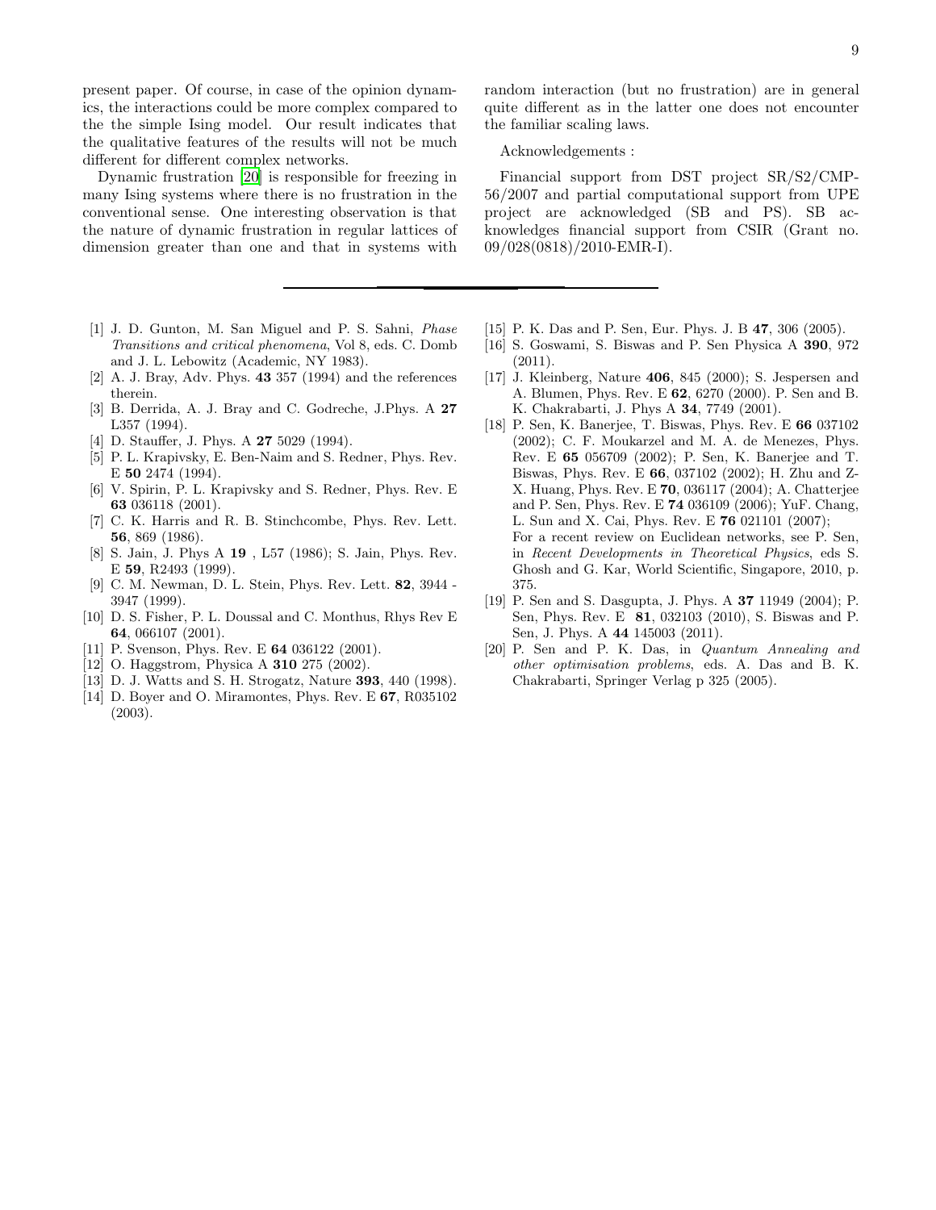present paper. Of course, in case of the opinion dynamics, the interactions could be more complex compared to the the simple Ising model. Our result indicates that the qualitative features of the results will not be much different for different complex networks.

Dynamic frustration [20] is responsible for freezing in many Ising systems where there is no frustration in the conventional sense. One interesting observation is that the nature of dynamic frustration in regular lattices of dimension greater than one and that in systems with random interaction (but no frustration) are in general quite different as in the latter one does not encounter the familiar scaling laws.

Acknowledgements :

Financial support from DST project SR/S2/CMP-56/2007 and partial computational support from UPE project are acknowledged (SB and PS). SB acknowledges financial support from CSIR (Grant no. 09/028(0818)/2010-EMR-I).

---

[1] J. D. Gunton, M. San Miguel and P. S. Sahni, *Phase Transitions and critical phenomena*, Vol 8, eds. C. Domb and J. L. Lebowitz (Academic, NY 1983).

[2] A. J. Bray, Adv. Phys. **43** 357 (1994) and the references therein.

[3] B. Derrida, A. J. Bray and C. Godreche, J.Phys. A **27** L357 (1994).

[4] D. Stauffer, J. Phys. A **27** 5029 (1994).

[5] P. L. Krapivsky, E. Ben-Naim and S. Redner, Phys. Rev. E **50** 2474 (1994).

[6] V. Spirin, P. L. Krapivsky and S. Redner, Phys. Rev. E **63** 036118 (2001).

[7] C. K. Harris and R. B. Stinchcombe, Phys. Rev. Lett. **56**, 869 (1986).

[8] S. Jain, J. Phys A **19** , L57 (1986); S. Jain, Phys. Rev. E **59**, R2493 (1999).

[9] C. M. Newman, D. L. Stein, Phys. Rev. Lett. **82**, 3944 - 3947 (1999).

[10] D. S. Fisher, P. L. Doussal and C. Monthus, Rhys Rev E **64**, 066107 (2001).

[11] P. Svenson, Phys. Rev. E **64** 036122 (2001).

[12] O. Haggstrom, Physica A **310** 275 (2002).

[13] D. J. Watts and S. H. Strogatz, Nature **393**, 440 (1998).

[14] D. Boyer and O. Miramontes, Phys. Rev. E **67**, R035102 (2003).

[15] P. K. Das and P. Sen, Eur. Phys. J. B **47**, 306 (2005).

[16] S. Goswami, S. Biswas and P. Sen Physica A **390**, 972 (2011).

[17] J. Kleinberg, Nature **406**, 845 (2000); S. Jespersen and A. Blumen, Phys. Rev. E **62**, 6270 (2000). P. Sen and B. K. Chakrabarti, J. Phys A **34**, 7749 (2001).

[18] P. Sen, K. Banerjee, T. Biswas, Phys. Rev. E **66** 037102 (2002); C. F. Moukarzel and M. A. de Menezes, Phys. Rev. E **65** 056709 (2002); P. Sen, K. Banerjee and T. Biswas, Phys. Rev. E **66**, 037102 (2002); H. Zhu and Z-X. Huang, Phys. Rev. E **70**, 036117 (2004); A. Chatterjee and P. Sen, Phys. Rev. E **74** 036109 (2006); YuF. Chang, L. Sun and X. Cai, Phys. Rev. E **76** 021101 (2007);
For a recent review on Euclidean networks, see P. Sen, in *Recent Developments in Theoretical Physics*, eds S. Ghosh and G. Kar, World Scientific, Singapore, 2010, p. 375.

[19] P. Sen and S. Dasgupta, J. Phys. A **37** 11949 (2004); P. Sen, Phys. Rev. E **81**, 032103 (2010), S. Biswas and P. Sen, J. Phys. A **44** 145003 (2011).

[20] P. Sen and P. K. Das, in *Quantum Annealing and other optimisation problems*, eds. A. Das and B. K. Chakrabarti, Springer Verlag p 325 (2005).